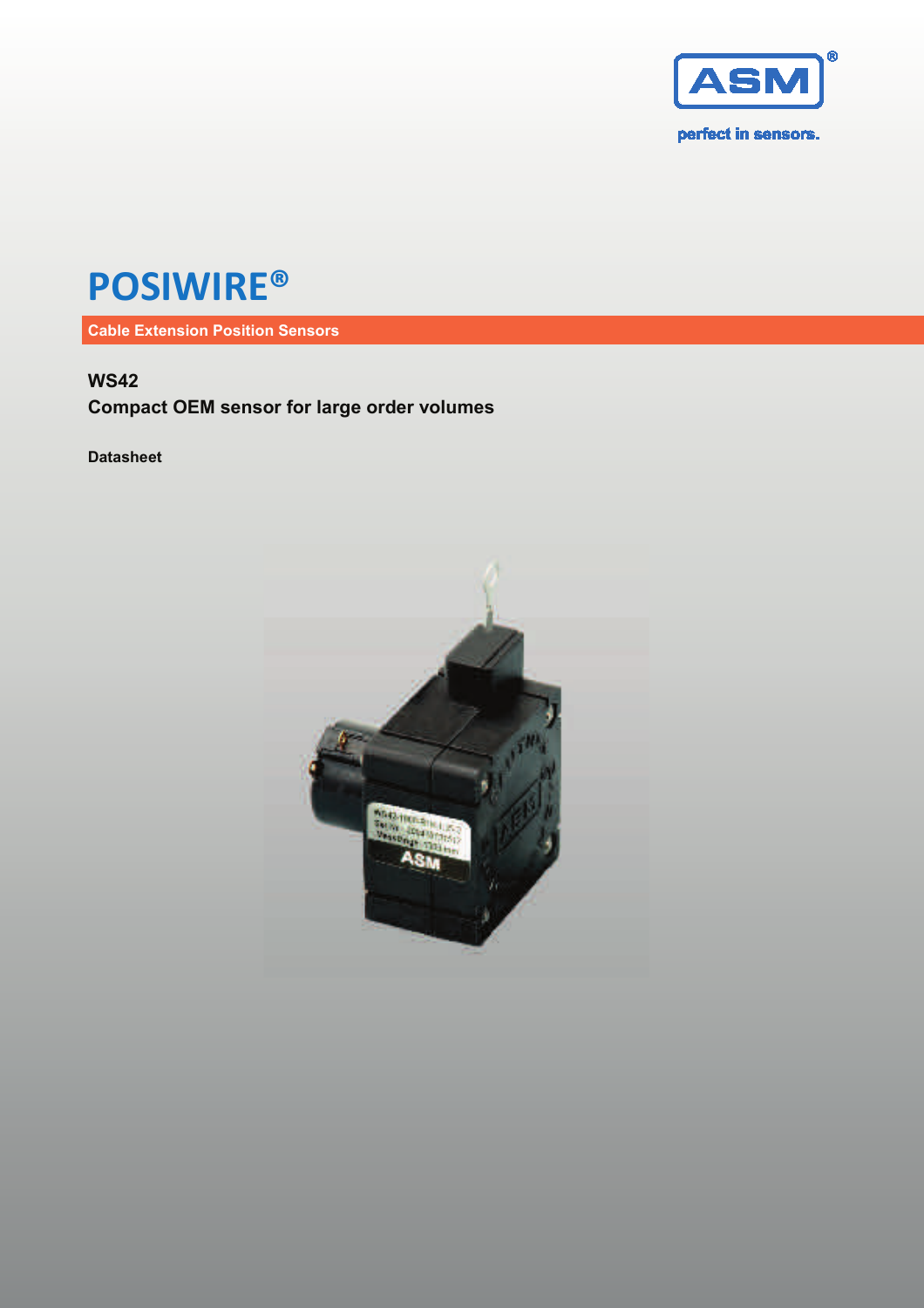ASM®

perfect in sensors.

# POSIWIRE®

**Cable Extension Position Sensors**

**WS42**

**Compact OEM sensor for large order volumes**

**Datasheet**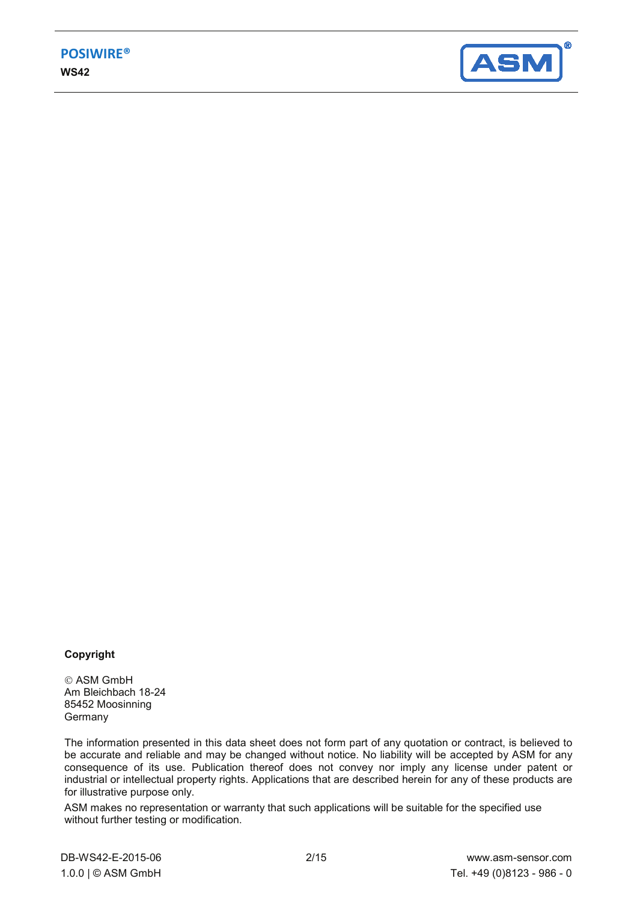**Copyright**

© ASM GmbH
Am Bleichbach 18-24
85452 Moosinning
Germany

The information presented in this data sheet does not form part of any quotation or contract, is believed to be accurate and reliable and may be changed without notice. No liability will be accepted by ASM for any consequence of its use. Publication thereof does not convey nor imply any license under patent or industrial or intellectual property rights. Applications that are described herein for any of these products are for illustrative purpose only.

ASM makes no representation or warranty that such applications will be suitable for the specified use without further testing or modification.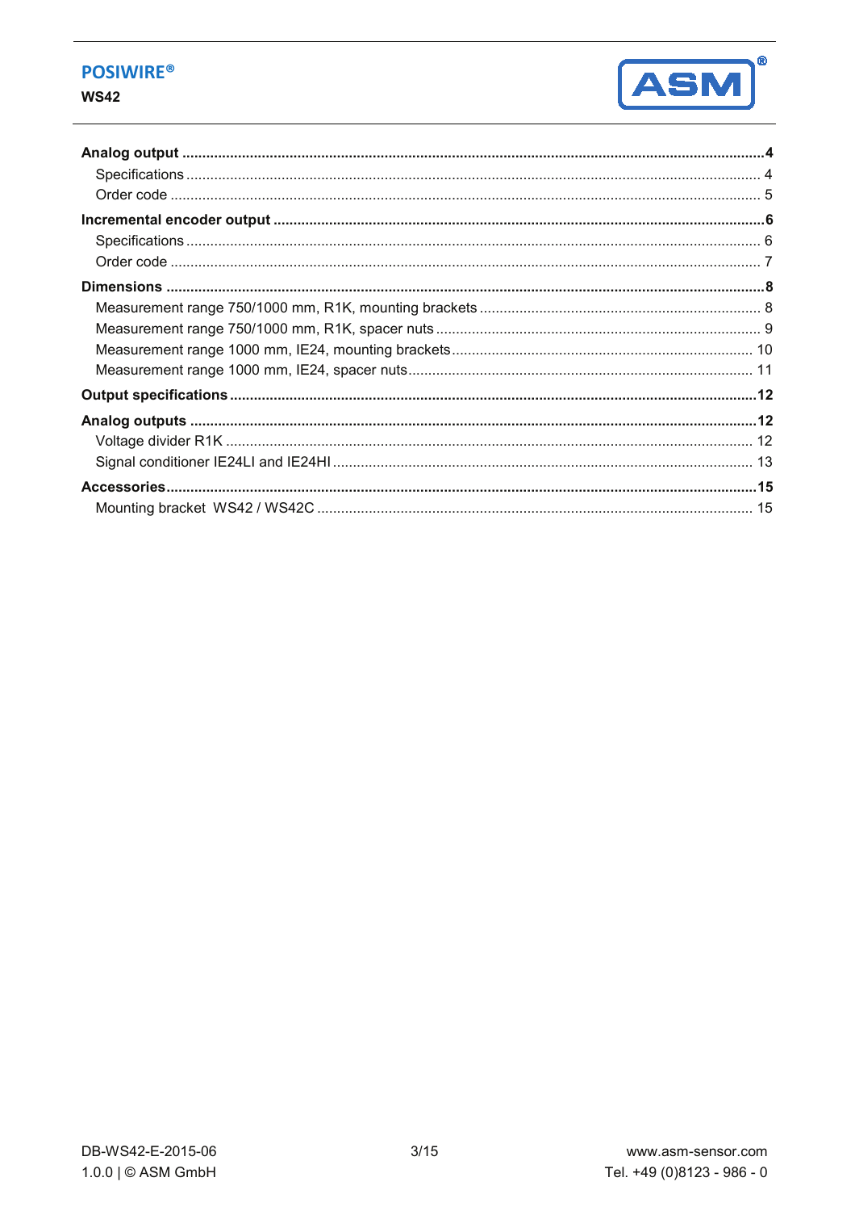**Analog output** .......... 4

- Specifications .......... 4
- Order code .......... 5

**Incremental encoder output** .......... 6

- Specifications .......... 6
- Order code .......... 7

**Dimensions** .......... 8

- Measurement range 750/1000 mm, R1K, mounting brackets .......... 8
- Measurement range 750/1000 mm, R1K, spacer nuts .......... 9
- Measurement range 1000 mm, IE24, mounting brackets .......... 10
- Measurement range 1000 mm, IE24, spacer nuts .......... 11

**Output specifications** .......... 12

**Analog outputs** .......... 12

- Voltage divider R1K .......... 12
- Signal conditioner IE24LI and IE24HI .......... 13

**Accessories** .......... 15

- Mounting bracket WS42 / WS42C .......... 15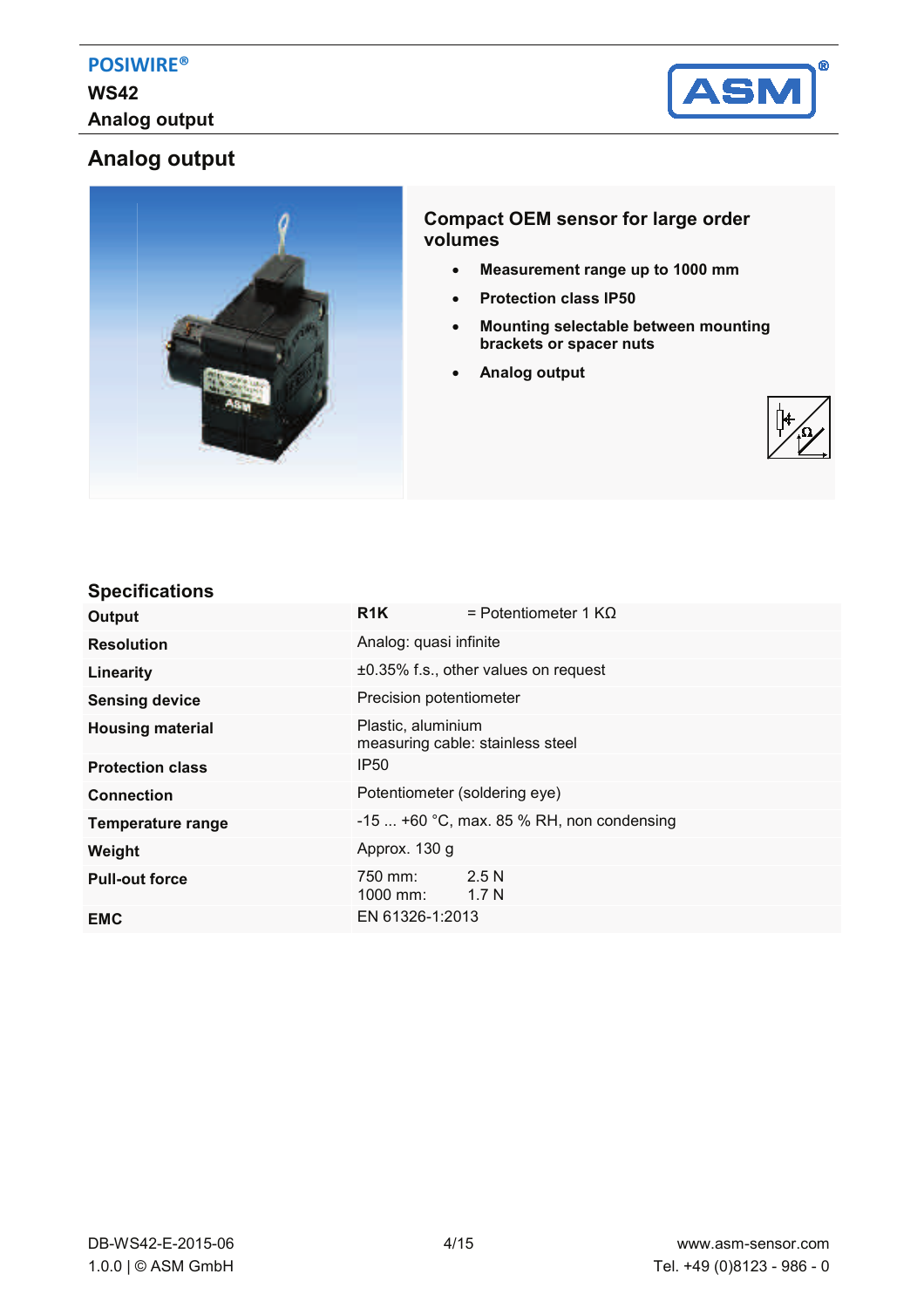# Analog output

## Compact OEM sensor for large order volumes

- **Measurement range up to 1000 mm**
- **Protection class IP50**
- **Mounting selectable between mounting brackets or spacer nuts**
- **Analog output**

## Specifications

| | |
|---|---|
| **Output** | **R1K** = Potentiometer 1 KΩ |
| **Resolution** | Analog: quasi infinite |
| **Linearity** | ±0.35% f.s., other values on request |
| **Sensing device** | Precision potentiometer |
| **Housing material** | Plastic, aluminium<br>measuring cable: stainless steel |
| **Protection class** | IP50 |
| **Connection** | Potentiometer (soldering eye) |
| **Temperature range** | -15 ... +60 °C, max. 85 % RH, non condensing |
| **Weight** | Approx. 130 g |
| **Pull-out force** | 750 mm: 2.5 N<br>1000 mm: 1.7 N |
| **EMC** | EN 61326-1:2013 |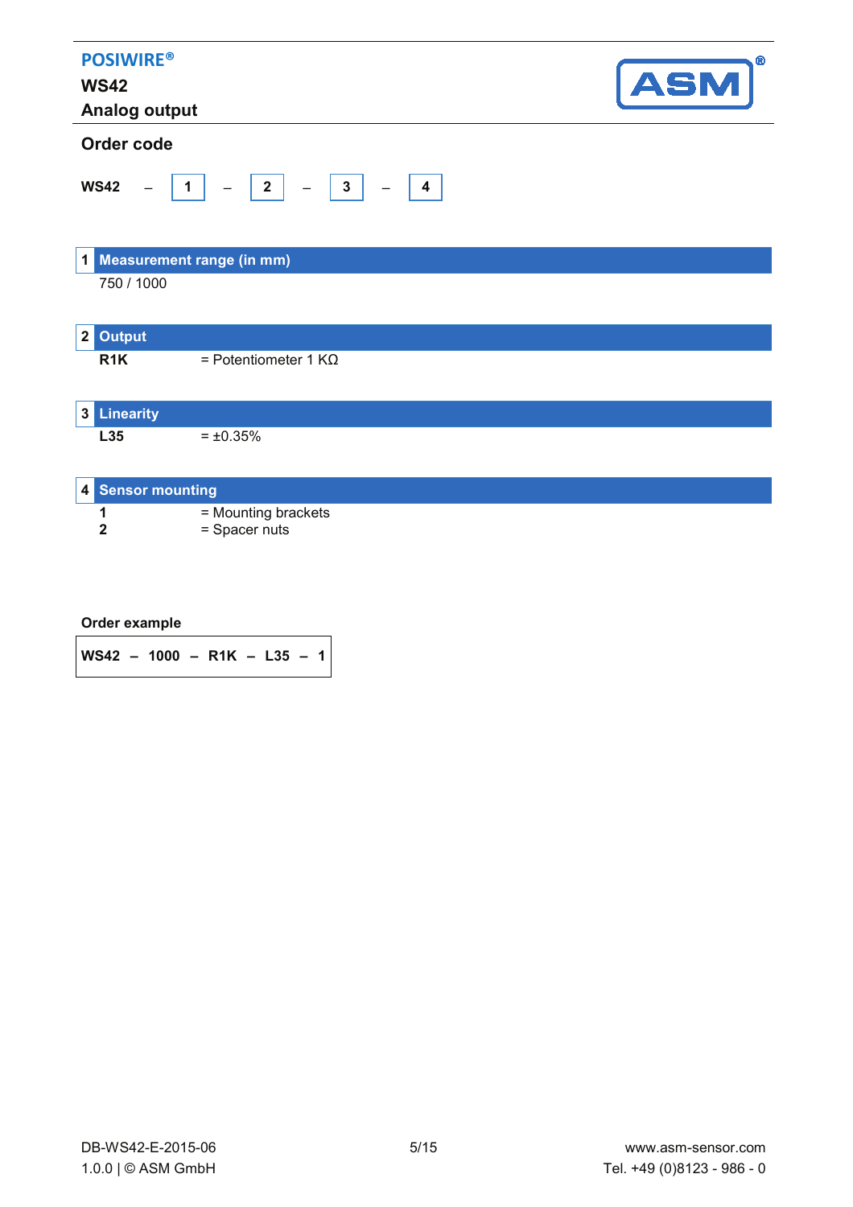**POSIWIRE®**

**WS42**

**Analog output**

## Order code

**WS42** – **1** – **2** – **3** – **4**

### 1 Measurement range (in mm)

750 / 1000

### 2 Output

| | |
|---|---|
| **R1K** | = Potentiometer 1 KΩ |

### 3 Linearity

| | |
|---|---|
| **L35** | = ±0.35% |

### 4 Sensor mounting

| | |
|---|---|
| **1** | = Mounting brackets |
| **2** | = Spacer nuts |

**Order example**

**WS42 – 1000 – R1K – L35 – 1**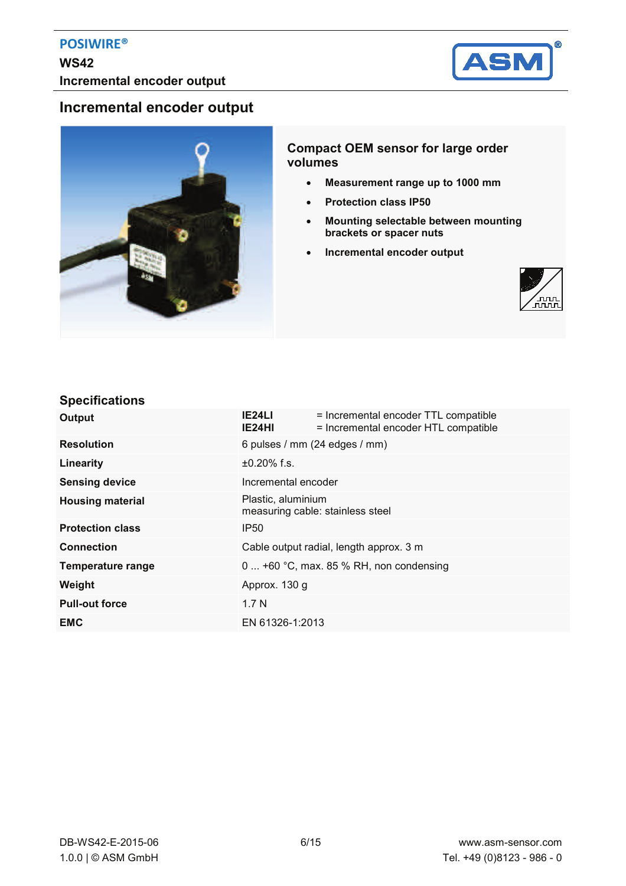# Incremental encoder output

## Compact OEM sensor for large order volumes

- **Measurement range up to 1000 mm**
- **Protection class IP50**
- **Mounting selectable between mounting brackets or spacer nuts**
- **Incremental encoder output**

## Specifications

| | |
|---|---|
| **Output** | **IE24LI** = Incremental encoder TTL compatible<br>**IE24HI** = Incremental encoder HTL compatible |
| **Resolution** | 6 pulses / mm (24 edges / mm) |
| **Linearity** | ±0.20% f.s. |
| **Sensing device** | Incremental encoder |
| **Housing material** | Plastic, aluminium<br>measuring cable: stainless steel |
| **Protection class** | IP50 |
| **Connection** | Cable output radial, length approx. 3 m |
| **Temperature range** | 0 ... +60 °C, max. 85 % RH, non condensing |
| **Weight** | Approx. 130 g |
| **Pull-out force** | 1.7 N |
| **EMC** | EN 61326-1:2013 |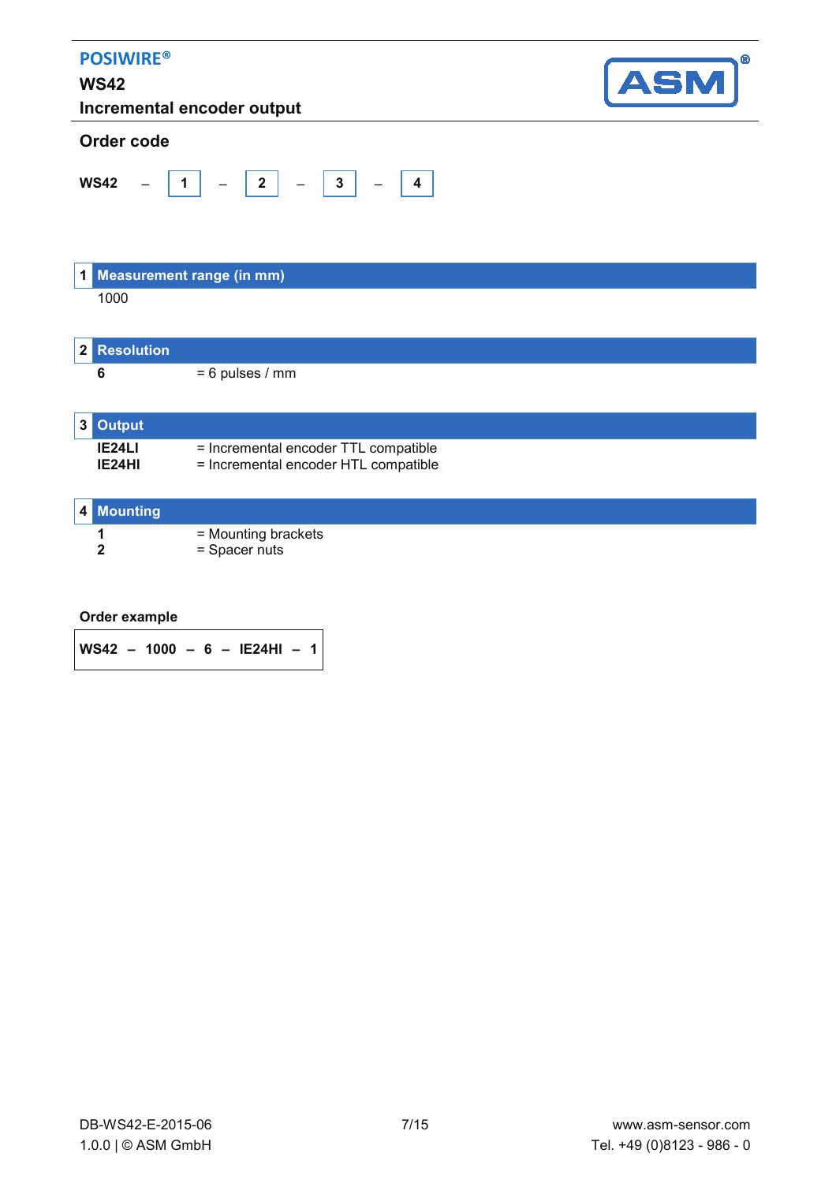**POSIWIRE®**

**WS42**

**Incremental encoder output**

## Order code

**WS42** – **1** – **2** – **3** – **4**

### 1 Measurement range (in mm)

1000

### 2 Resolution

| | |
|---|---|
| **6** | = 6 pulses / mm |

### 3 Output

| | |
|---|---|
| **IE24LI** | = Incremental encoder TTL compatible |
| **IE24HI** | = Incremental encoder HTL compatible |

### 4 Mounting

| | |
|---|---|
| **1** | = Mounting brackets |
| **2** | = Spacer nuts |

**Order example**

**WS42 – 1000 – 6 – IE24HI – 1**

DB-WS42-E-2015-06
1.0.0 | © ASM GmbH

www.asm-sensor.com
Tel. +49 (0)8123 - 986 - 0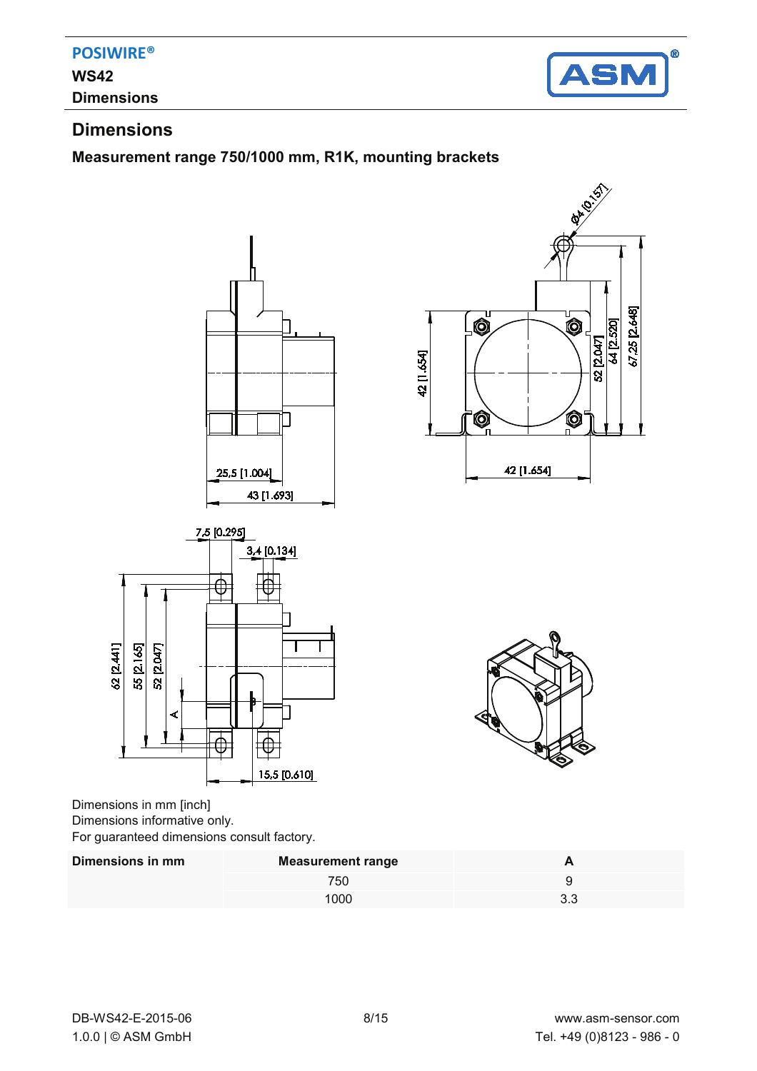# Dimensions

### Measurement range 750/1000 mm, R1K, mounting brackets

Dimensions in mm [inch]
Dimensions informative only.
For guaranteed dimensions consult factory.

| Dimensions in mm | Measurement range | A |
|---|---|---|
| | 750 | 9 |
| | 1000 | 3.3 |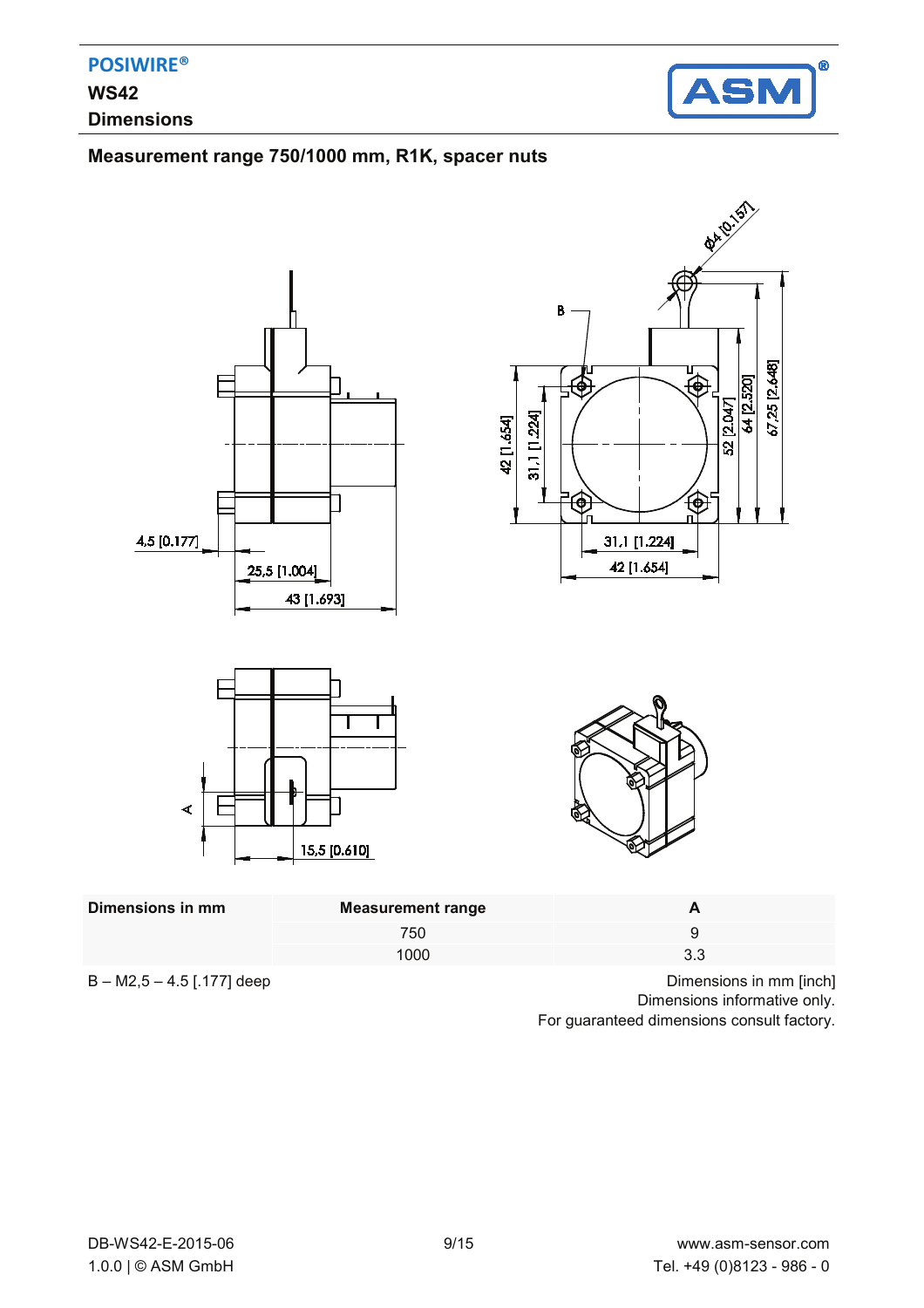## Measurement range 750/1000 mm, R1K, spacer nuts

| Dimensions in mm | Measurement range | A |
| --- | --- | --- |
| | 750 | 9 |
| | 1000 | 3.3 |

B – M2,5 – 4.5 [.177] deep

Dimensions in mm [inch]
Dimensions informative only.
For guaranteed dimensions consult factory.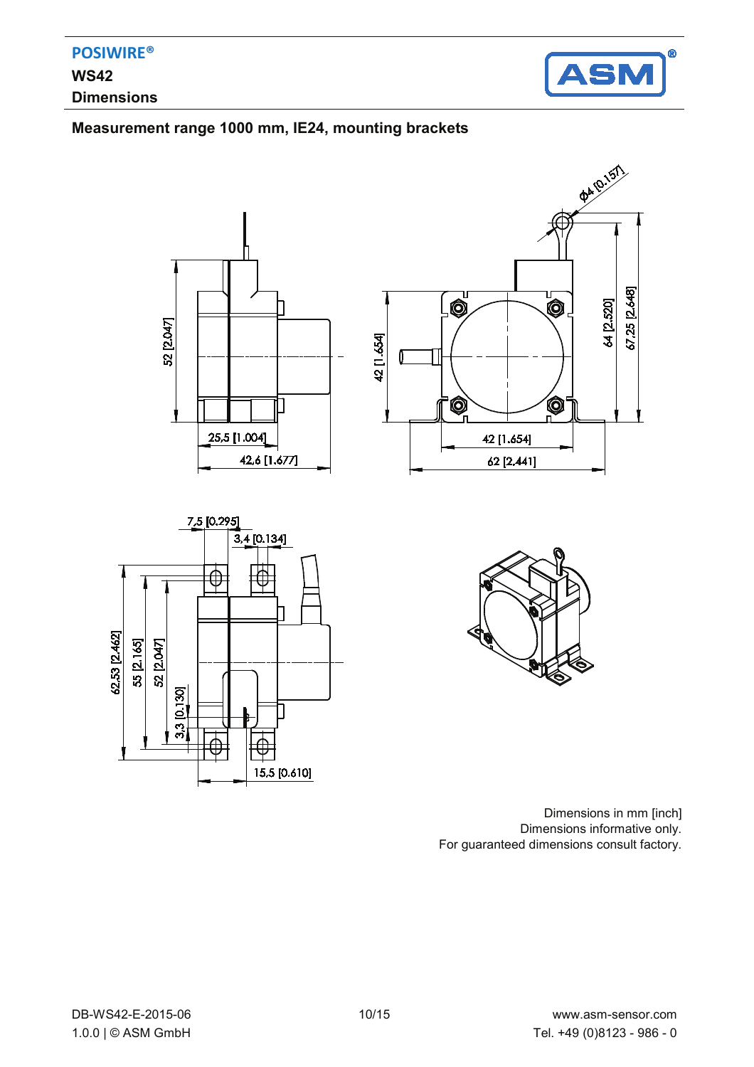## Measurement range 1000 mm, IE24, mounting brackets

Dimensions in mm [inch]
Dimensions informative only.
For guaranteed dimensions consult factory.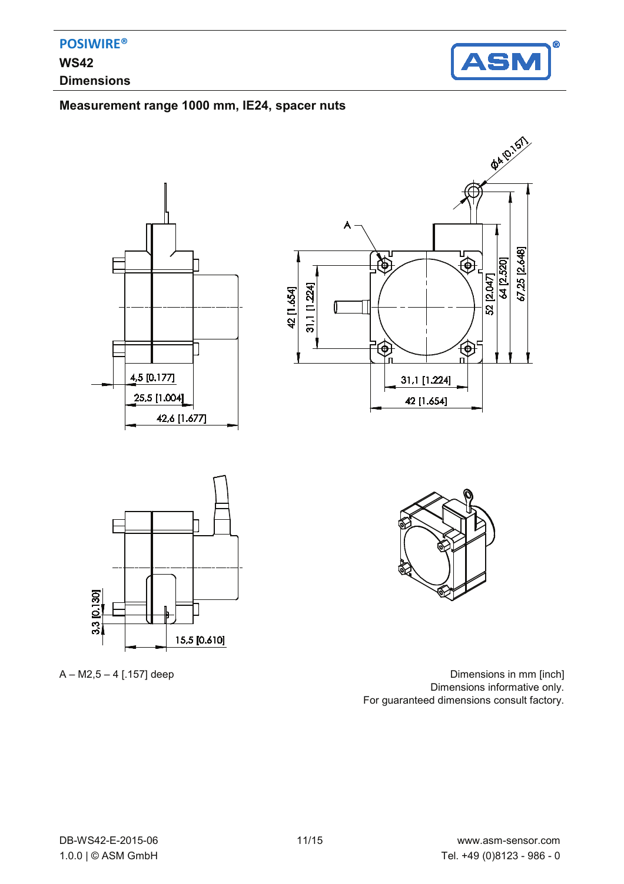## Measurement range 1000 mm, IE24, spacer nuts

A – M2,5 – 4 [.157] deep

Dimensions in mm [inch]
Dimensions informative only.
For guaranteed dimensions consult factory.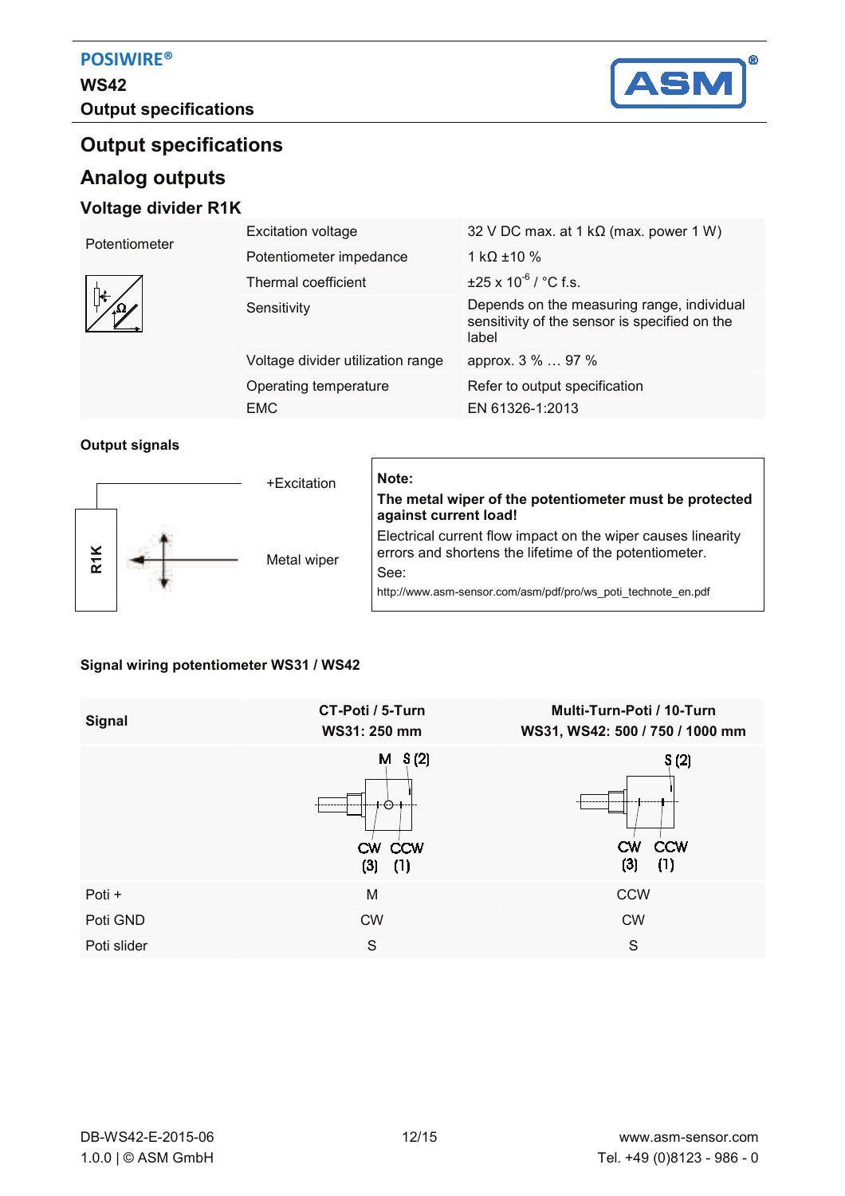# Output specifications

## Analog outputs

### Voltage divider R1K

| Potentiometer | Excitation voltage | 32 V DC max. at 1 kΩ (max. power 1 W) |
|---|---|---|
| | Potentiometer impedance | 1 kΩ ±10 % |
| | Thermal coefficient | ±25 x $10^{-6}$ / °C f.s. |
| | Sensitivity | Depends on the measuring range, individual sensitivity of the sensor is specified on the label |
| | Voltage divider utilization range | approx. 3 % … 97 % |
| | Operating temperature | Refer to output specification |
| | EMC | EN 61326-1:2013 |

**Output signals**

R1K

+Excitation

Metal wiper

**Note:**

**The metal wiper of the potentiometer must be protected against current load!**

Electrical current flow impact on the wiper causes linearity errors and shortens the lifetime of the potentiometer.

See:

http://www.asm-sensor.com/asm/pdf/pro/ws_poti_technote_en.pdf

**Signal wiring potentiometer WS31 / WS42**

| Signal | CT-Poti / 5-Turn<br>WS31: 250 mm | Multi-Turn-Poti / 10-Turn<br>WS31, WS42: 500 / 750 / 1000 mm |
|---|---|---|
| | M, S (2), CW (3), CCW (1) | S (2), CW (3), CCW (1) |
| Poti + | M | CCW |
| Poti GND | CW | CW |
| Poti slider | S | S |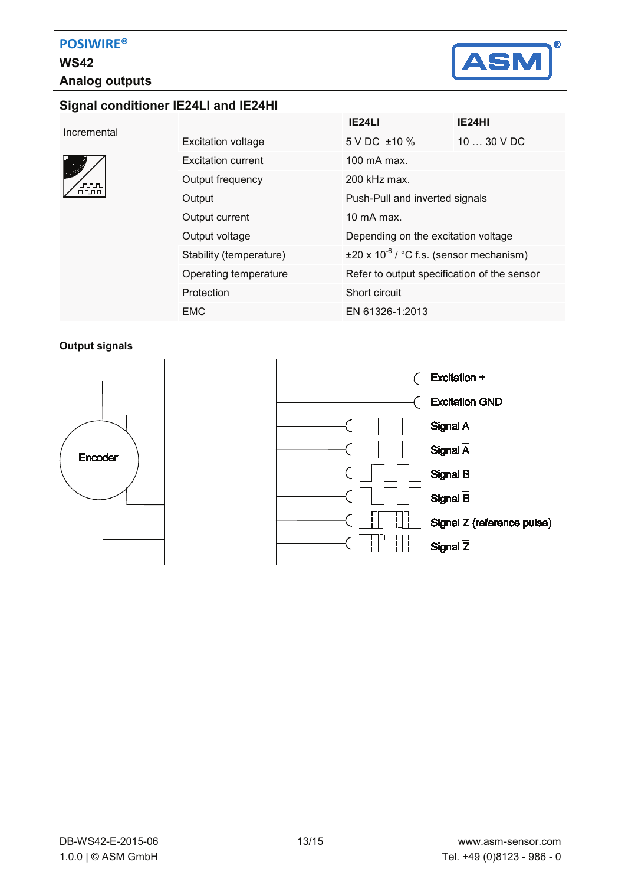**POSIWIRE®**

**WS42**

**Analog outputs**

## Signal conditioner IE24LI and IE24HI

| Incremental | | IE24LI | IE24HI |
|---|---|---|---|
| | Excitation voltage | 5 V DC ±10 % | 10 … 30 V DC |
| | Excitation current | 100 mA max. | |
| | Output frequency | 200 kHz max. | |
| | Output | Push-Pull and inverted signals | |
| | Output current | 10 mA max. | |
| | Output voltage | Depending on the excitation voltage | |
| | Stability (temperature) | ±20 x $10^{-6}$ / °C f.s. (sensor mechanism) | |
| | Operating temperature | Refer to output specification of the sensor | |
| | Protection | Short circuit | |
| | EMC | EN 61326-1:2013 | |

**Output signals**

Encoder

Excitation +

Excitation GND

Signal A

Signal $\overline{A}$

Signal B

Signal $\overline{B}$

Signal Z (reference pulse)

Signal $\overline{Z}$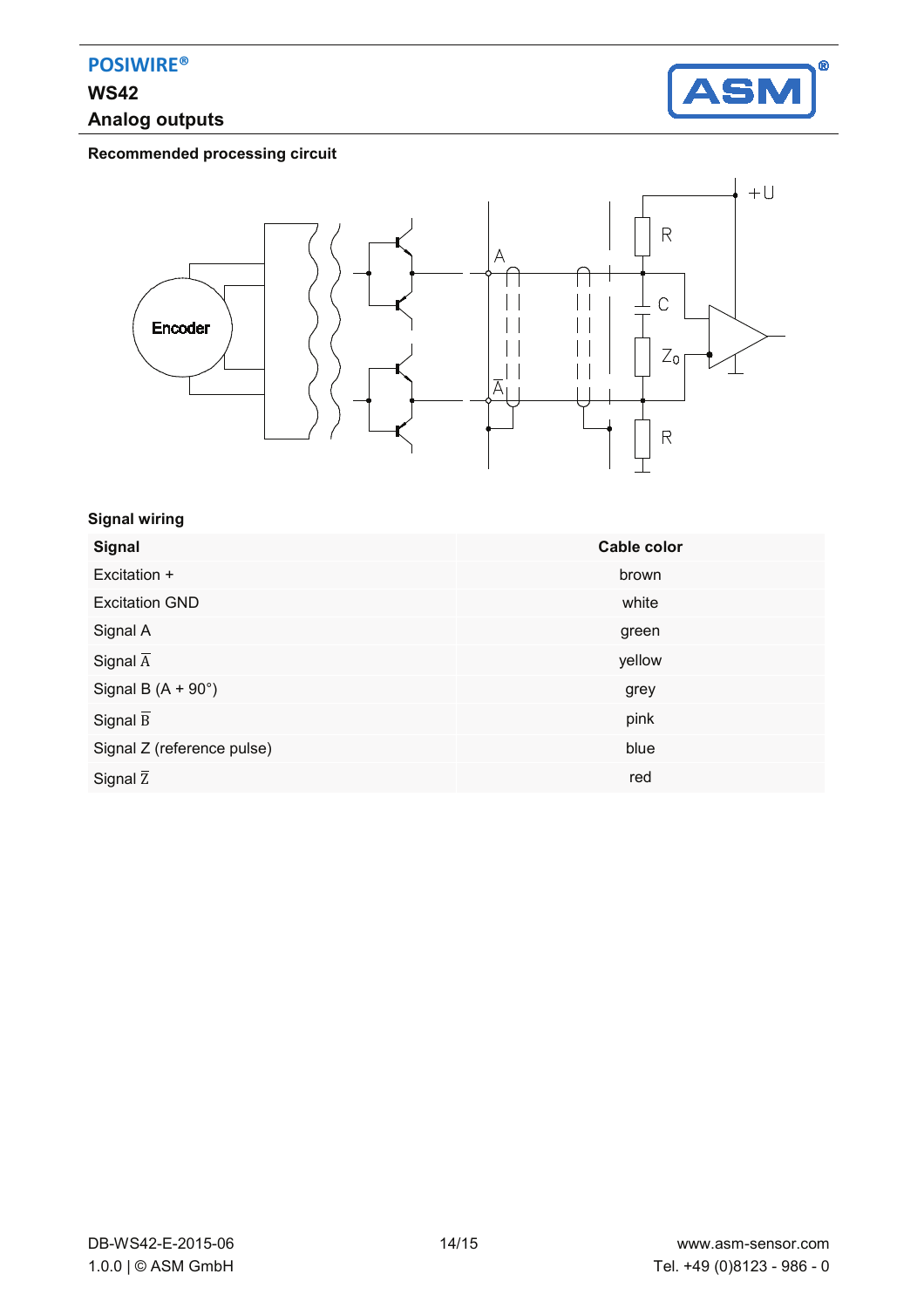### Recommended processing circuit

### Signal wiring

| Signal | Cable color |
|---|---|
| Excitation + | brown |
| Excitation GND | white |
| Signal A | green |
| Signal $\overline{A}$ | yellow |
| Signal B (A + 90°) | grey |
| Signal $\overline{B}$ | pink |
| Signal Z (reference pulse) | blue |
| Signal $\overline{Z}$ | red |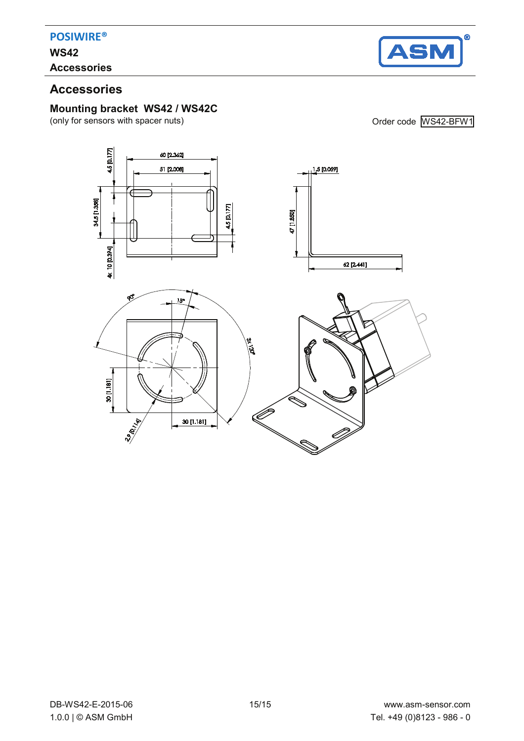# Accessories

## Mounting bracket WS42 / WS42C

(only for sensors with spacer nuts)

Order code WS42-BFW1

60 [2.362]

51 [2.008]

4,5 [0.177]

34,5 [1.358]

4,5 [0.177]

4x 10 [0.394]

1,5 [0.059]

47 [1.850]

62 [2.441]

90°

15°

3x 120°

30 [1.181]

30 [1.181]

2,9 [0.114]